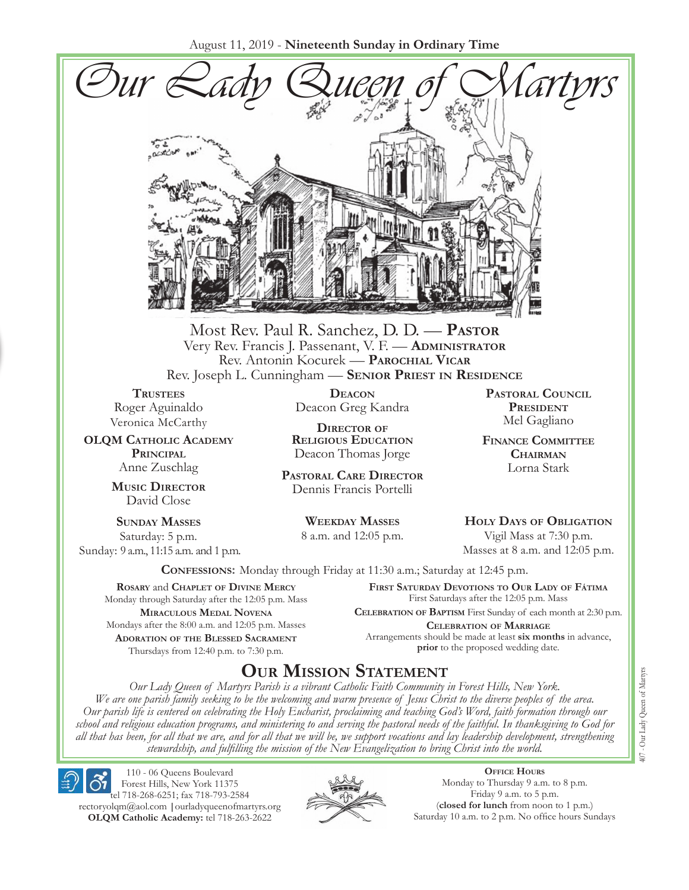August 11, 2019 - **Nineteenth Sunday in Ordinary Time**

# Our Lady Queen of Martyrs

Most Rev. Paul R. Sanchez, D. D. — **Pastor**
Very Rev. Francis J. Passenant, V. F. — **Administrator**
Rev. Antonin Kocurek — **Parochial Vicar**
Rev. Joseph L. Cunningham — **Senior Priest in Residence**

**Trustees**
Roger Aguinaldo
Veronica McCarthy

**OLQM Catholic Academy Principal**
Anne Zuschlag

**Music Director**
David Close

**Deacon**
Deacon Greg Kandra

**Director of Religious Education**
Deacon Thomas Jorge

**Pastoral Care Director**
Dennis Francis Portelli

**Pastoral Council President**
Mel Gagliano

**Finance Committee Chairman**
Lorna Stark

**Sunday Masses**
Saturday: 5 p.m.
Sunday: 9 a.m., 11:15 a.m. and 1 p.m.

**Weekday Masses**
8 a.m. and 12:05 p.m.

**Holy Days of Obligation**
Vigil Mass at 7:30 p.m.
Masses at 8 a.m. and 12:05 p.m.

**Confessions:** Monday through Friday at 11:30 a.m.; Saturday at 12:45 p.m.

**Rosary** and **Chaplet of Divine Mercy**
Monday through Saturday after the 12:05 p.m. Mass

**Miraculous Medal Novena**
Mondays after the 8:00 a.m. and 12:05 p.m. Masses

**Adoration of the Blessed Sacrament**
Thursdays from 12:40 p.m. to 7:30 p.m.

**First Saturday Devotions to Our Lady of Fátima**
First Saturdays after the 12:05 p.m. Mass

**Celebration of Baptism** First Sunday of each month at 2:30 p.m.

**Celebration of Marriage**
Arrangements should be made at least **six months** in advance, **prior** to the proposed wedding date.

## Our Mission Statement

*Our Lady Queen of Martyrs Parish is a vibrant Catholic Faith Community in Forest Hills, New York. We are one parish family seeking to be the welcoming and warm presence of Jesus Christ to the diverse peoples of the area. Our parish life is centered on celebrating the Holy Eucharist, proclaiming and teaching God's Word, faith formation through our school and religious education programs, and ministering to and serving the pastoral needs of the faithful. In thanksgiving to God for all that has been, for all that we are, and for all that we will be, we support vocations and lay leadership development, strengthening stewardship, and fulfilling the mission of the New Evangelization to bring Christ into the world.*

110 - 06 Queens Boulevard
Forest Hills, New York 11375
tel 718-268-6251; fax 718-793-2584
rectoryolqm@aol.com | ourladyqueenofmartyrs.org
**OLQM Catholic Academy:** tel 718-263-2622

**Office Hours**
Monday to Thursday 9 a.m. to 8 p.m.
Friday 9 a.m. to 5 p.m.
(**closed for lunch** from noon to 1 p.m.)
Saturday 10 a.m. to 2 p.m. No office hours Sundays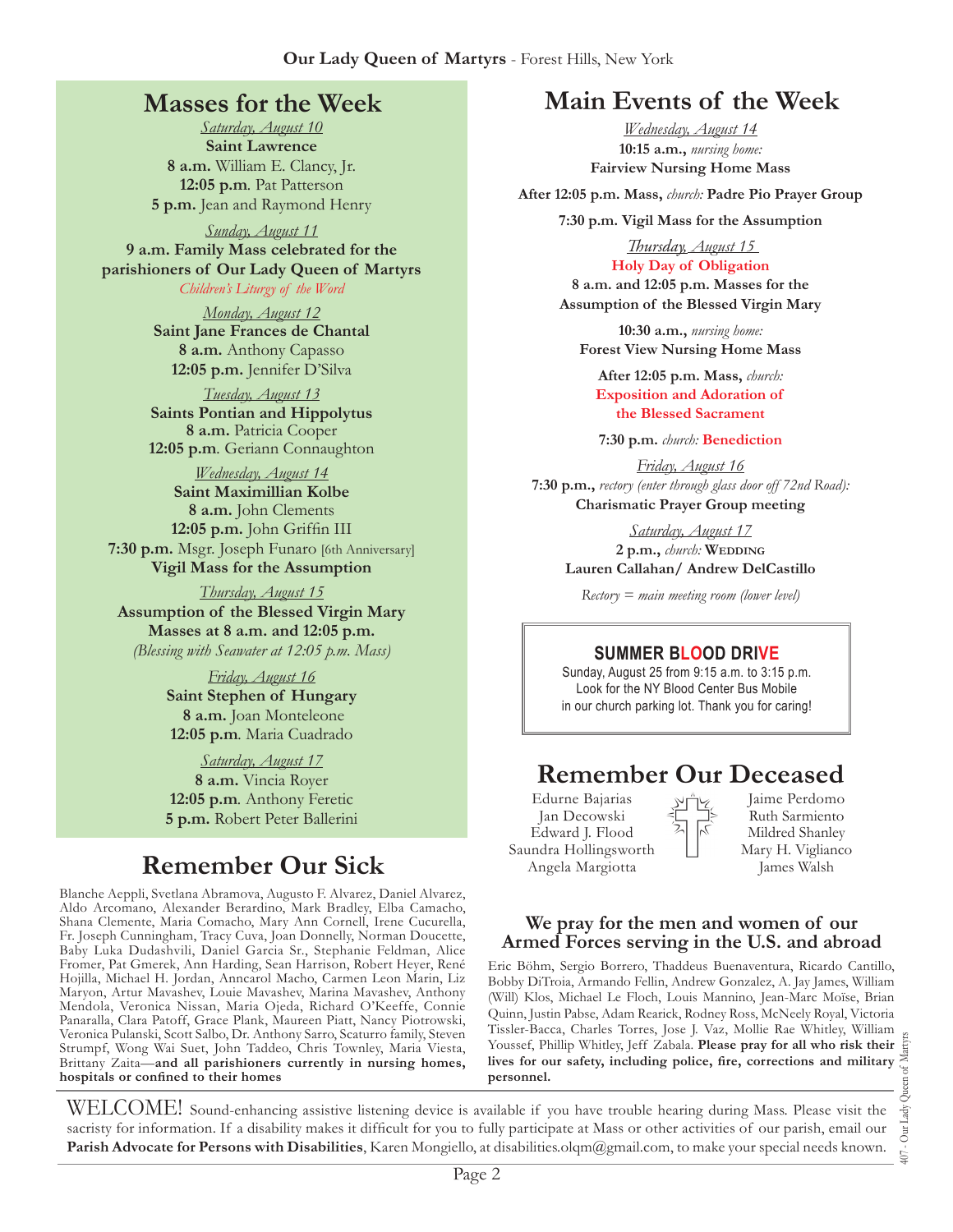## Masses for the Week

*Saturday, August 10*
**Saint Lawrence**
**8 a.m.** William E. Clancy, Jr.
**12:05 p.m.** Pat Patterson
**5 p.m.** Jean and Raymond Henry

*Sunday, August 11*
**9 a.m. Family Mass celebrated for the parishioners of Our Lady Queen of Martyrs**
*Children's Liturgy of the Word*

*Monday, August 12*
**Saint Jane Frances de Chantal**
**8 a.m.** Anthony Capasso
**12:05 p.m.** Jennifer D'Silva

*Tuesday, August 13*
**Saints Pontian and Hippolytus**
**8 a.m.** Patricia Cooper
**12:05 p.m.** Geriann Connaughton

*Wednesday, August 14*
**Saint Maximillian Kolbe**
**8 a.m.** John Clements
**12:05 p.m.** John Griffin III
**7:30 p.m.** Msgr. Joseph Funaro [6th Anniversary]
**Vigil Mass for the Assumption**

*Thursday, August 15*
**Assumption of the Blessed Virgin Mary**
**Masses at 8 a.m. and 12:05 p.m.**
*(Blessing with Seawater at 12:05 p.m. Mass)*

*Friday, August 16*
**Saint Stephen of Hungary**
**8 a.m.** Joan Monteleone
**12:05 p.m.** Maria Cuadrado

*Saturday, August 17*
**8 a.m.** Vincia Royer
**12:05 p.m.** Anthony Feretic
**5 p.m.** Robert Peter Ballerini

## Remember Our Sick

Blanche Aeppli, Svetlana Abramova, Augusto F. Alvarez, Daniel Alvarez, Aldo Arcomano, Alexander Berardino, Mark Bradley, Elba Camacho, Shana Clemente, Maria Comacho, Mary Ann Cornell, Irene Cucurella, Fr. Joseph Cunningham, Tracy Cuva, Joan Donnelly, Norman Doucette, Baby Luka Dudashvili, Daniel Garcia Sr., Stephanie Feldman, Alice Fromer, Pat Gmerek, Ann Harding, Sean Harrison, Robert Heyer, René Hojilla, Michael H. Jordan, Anncarol Macho, Carmen Leon Marin, Liz Maryon, Artur Mavashev, Louie Mavashev, Marina Mavashev, Anthony Mendola, Veronica Nissan, Maria Ojeda, Richard O'Keeffe, Connie Panaralla, Clara Patoff, Grace Plank, Maureen Piatt, Nancy Piotrowski, Veronica Pulanski, Scott Salbo, Dr. Anthony Sarro, Scaturro family, Steven Strumpf, Wong Wai Suet, John Taddeo, Chris Townley, Maria Viesta, Brittany Zaita—**and all parishioners currently in nursing homes, hospitals or confined to their homes**

## Main Events of the Week

*Wednesday, August 14*
**10:15 a.m.,** *nursing home:*
**Fairview Nursing Home Mass**

**After 12:05 p.m. Mass,** *church:* **Padre Pio Prayer Group**

**7:30 p.m. Vigil Mass for the Assumption**

*Thursday, August 15*
**Holy Day of Obligation**
**8 a.m. and 12:05 p.m. Masses for the Assumption of the Blessed Virgin Mary**

**10:30 a.m.,** *nursing home:*
**Forest View Nursing Home Mass**

**After 12:05 p.m. Mass,** *church:*
**Exposition and Adoration of the Blessed Sacrament**

**7:30 p.m.** *church:* **Benediction**

*Friday, August 16*
**7:30 p.m.,** *rectory (enter through glass door off 72nd Road):*
**Charismatic Prayer Group meeting**

*Saturday, August 17*
**2 p.m.,** *church:* **Wedding**
**Lauren Callahan/ Andrew DelCastillo**

*Rectory = main meeting room (lower level)*

**SUMMER BLOOD DRIVE**
Sunday, August 25 from 9:15 a.m. to 3:15 p.m.
Look for the NY Blood Center Bus Mobile in our church parking lot. Thank you for caring!

## Remember Our Deceased

Edurne Bajarias
Jan Decowski
Edward J. Flood
Saundra Hollingsworth
Angela Margiotta
Jaime Perdomo
Ruth Sarmiento
Mildred Shanley
Mary H. Viglianco
James Walsh

### We pray for the men and women of our Armed Forces serving in the U.S. and abroad

Eric Böhm, Sergio Borrero, Thaddeus Buenaventura, Ricardo Cantillo, Bobby DiTroia, Armando Fellin, Andrew Gonzalez, A. Jay James, William (Will) Klos, Michael Le Floch, Louis Mannino, Jean-Marc Moïse, Brian Quinn, Justin Pabse, Adam Rearick, Rodney Ross, McNeely Royal, Victoria Tissler-Bacca, Charles Torres, Jose J. Vaz, Mollie Rae Whitley, William Youssef, Phillip Whitley, Jeff Zabala. **Please pray for all who risk their lives for our safety, including police, fire, corrections and military personnel.**

WELCOME! Sound-enhancing assistive listening device is available if you have trouble hearing during Mass. Please visit the sacristy for information. If a disability makes it difficult for you to fully participate at Mass or other activities of our parish, email our **Parish Advocate for Persons with Disabilities**, Karen Mongiello, at disabilities.olqm@gmail.com, to make your special needs known.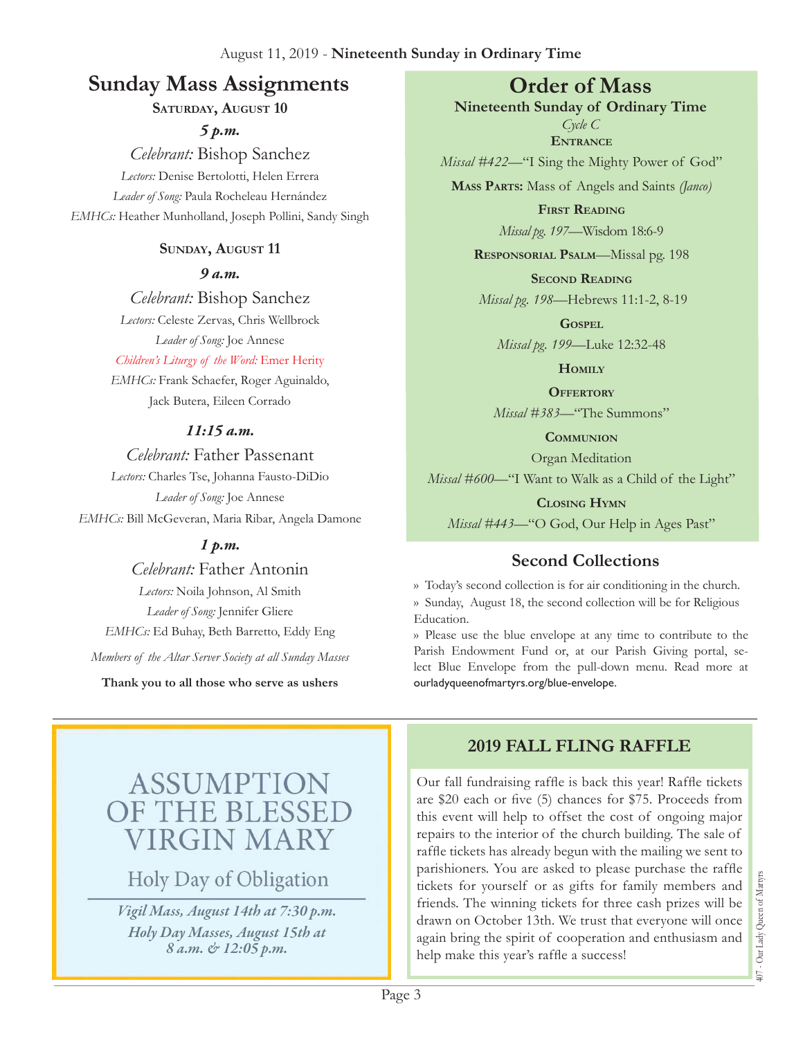August 11, 2019 - **Nineteenth Sunday in Ordinary Time**

## Sunday Mass Assignments

**SATURDAY, AUGUST 10**

***5 p.m.***

*Celebrant:* Bishop Sanchez

*Lectors:* Denise Bertolotti, Helen Errera

*Leader of Song:* Paula Rocheleau Hernández

*EMHCs:* Heather Munholland, Joseph Pollini, Sandy Singh

**SUNDAY, AUGUST 11**

***9 a.m.***

*Celebrant:* Bishop Sanchez

*Lectors:* Celeste Zervas, Chris Wellbrock

*Leader of Song:* Joe Annese

*Children's Liturgy of the Word:* Emer Herity

*EMHCs:* Frank Schaefer, Roger Aguinaldo, Jack Butera, Eileen Corrado

***11:15 a.m.***

*Celebrant:* Father Passenant

*Lectors:* Charles Tse, Johanna Fausto-DiDio

*Leader of Song:* Joe Annese

*EMHCs:* Bill McGeveran, Maria Ribar, Angela Damone

***1 p.m.***

*Celebrant:* Father Antonin

*Lectors:* Noila Johnson, Al Smith

*Leader of Song:* Jennifer Gliere

*EMHCs:* Ed Buhay, Beth Barretto, Eddy Eng

*Members of the Altar Server Society at all Sunday Masses*

**Thank you to all those who serve as ushers**

## Order of Mass

**Nineteenth Sunday of Ordinary Time**

*Cycle C*

**ENTRANCE**

*Missal #422*—"I Sing the Mighty Power of God"

**MASS PARTS:** Mass of Angels and Saints *(Janco)*

**FIRST READING**

*Missal pg. 197*—Wisdom 18:6-9

**RESPONSORIAL PSALM**—Missal pg. 198

**SECOND READING**

*Missal pg. 198*—Hebrews 11:1-2, 8-19

**GOSPEL**

*Missal pg. 199*—Luke 12:32-48

**HOMILY**

**OFFERTORY**

*Missal #383*—"The Summons"

**COMMUNION**

Organ Meditation

*Missal #600*—"I Want to Walk as a Child of the Light"

**CLOSING HYMN**

*Missal #443*—"O God, Our Help in Ages Past"

## Second Collections

» Today's second collection is for air conditioning in the church.

» Sunday, August 18, the second collection will be for Religious Education.

» Please use the blue envelope at any time to contribute to the Parish Endowment Fund or, at our Parish Giving portal, select Blue Envelope from the pull-down menu. Read more at ourladyqueenofmartyrs.org/blue-envelope.

## ASSUMPTION OF THE BLESSED VIRGIN MARY

### Holy Day of Obligation

***Vigil Mass, August 14th at 7:30 p.m.***

***Holy Day Masses, August 15th at 8 a.m. & 12:05 p.m.***

## 2019 FALL FLING RAFFLE

Our fall fundraising raffle is back this year! Raffle tickets are $20 each or five (5) chances for $75. Proceeds from this event will help to offset the cost of ongoing major repairs to the interior of the church building. The sale of raffle tickets has already begun with the mailing we sent to parishioners. You are asked to please purchase the raffle tickets for yourself or as gifts for family members and friends. The winning tickets for three cash prizes will be drawn on October 13th. We trust that everyone will once again bring the spirit of cooperation and enthusiasm and help make this year's raffle a success!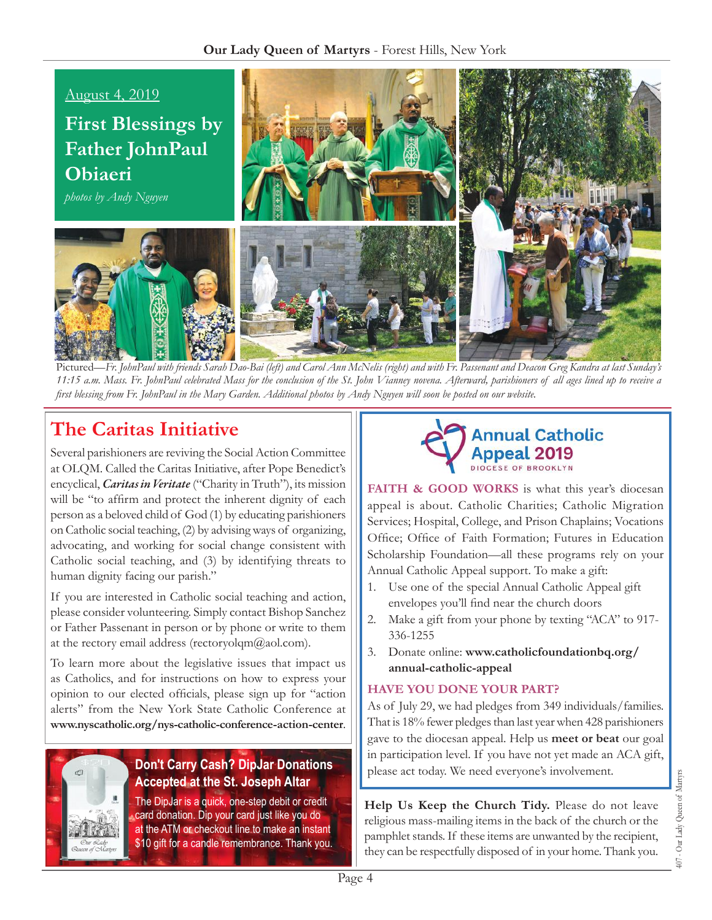August 4, 2019

## First Blessings by Father JohnPaul Obiaeri

*photos by Andy Nguyen*

Pictured—*Fr. JohnPaul with friends Sarah Dao-Bai (left) and Carol Ann McNelis (right) and with Fr. Passenant and Deacon Greg Kandra at last Sunday's 11:15 a.m. Mass. Fr. JohnPaul celebrated Mass for the conclusion of the St. John Vianney novena. Afterward, parishioners of all ages lined up to receive a first blessing from Fr. JohnPaul in the Mary Garden. Additional photos by Andy Nguyen will soon be posted on our website.*

## The Caritas Initiative

Several parishioners are reviving the Social Action Committee at OLQM. Called the Caritas Initiative, after Pope Benedict's encyclical, ***Caritas in Veritate*** ("Charity in Truth"), its mission will be "to affirm and protect the inherent dignity of each person as a beloved child of God (1) by educating parishioners on Catholic social teaching, (2) by advising ways of organizing, advocating, and working for social change consistent with Catholic social teaching, and (3) by identifying threats to human dignity facing our parish."

If you are interested in Catholic social teaching and action, please consider volunteering. Simply contact Bishop Sanchez or Father Passenant in person or by phone or write to them at the rectory email address (rectoryolqm@aol.com).

To learn more about the legislative issues that impact us as Catholics, and for instructions on how to express your opinion to our elected officials, please sign up for "action alerts" from the New York State Catholic Conference at **www.nyscatholic.org/nys-catholic-conference-action-center**.

### Don't Carry Cash? DipJar Donations Accepted at the St. Joseph Altar

The DipJar is a quick, one-step debit or credit card donation. Dip your card just like you do at the ATM or checkout line to make an instant $10 gift for a candle remembrance. Thank you.

## Annual Catholic Appeal 2019

DIOCESE OF BROOKLYN

**FAITH & GOOD WORKS** is what this year's diocesan appeal is about. Catholic Charities; Catholic Migration Services; Hospital, College, and Prison Chaplains; Vocations Office; Office of Faith Formation; Futures in Education Scholarship Foundation—all these programs rely on your Annual Catholic Appeal support. To make a gift:

1. Use one of the special Annual Catholic Appeal gift envelopes you'll find near the church doors
2. Make a gift from your phone by texting "ACA" to 917-336-1255
3. Donate online: **www.catholicfoundationbq.org/annual-catholic-appeal**

**HAVE YOU DONE YOUR PART?**

As of July 29, we had pledges from 349 individuals/families. That is 18% fewer pledges than last year when 428 parishioners gave to the diocesan appeal. Help us **meet or beat** our goal in participation level. If you have not yet made an ACA gift, please act today. We need everyone's involvement.

**Help Us Keep the Church Tidy.** Please do not leave religious mass-mailing items in the back of the church or the pamphlet stands. If these items are unwanted by the recipient, they can be respectfully disposed of in your home. Thank you.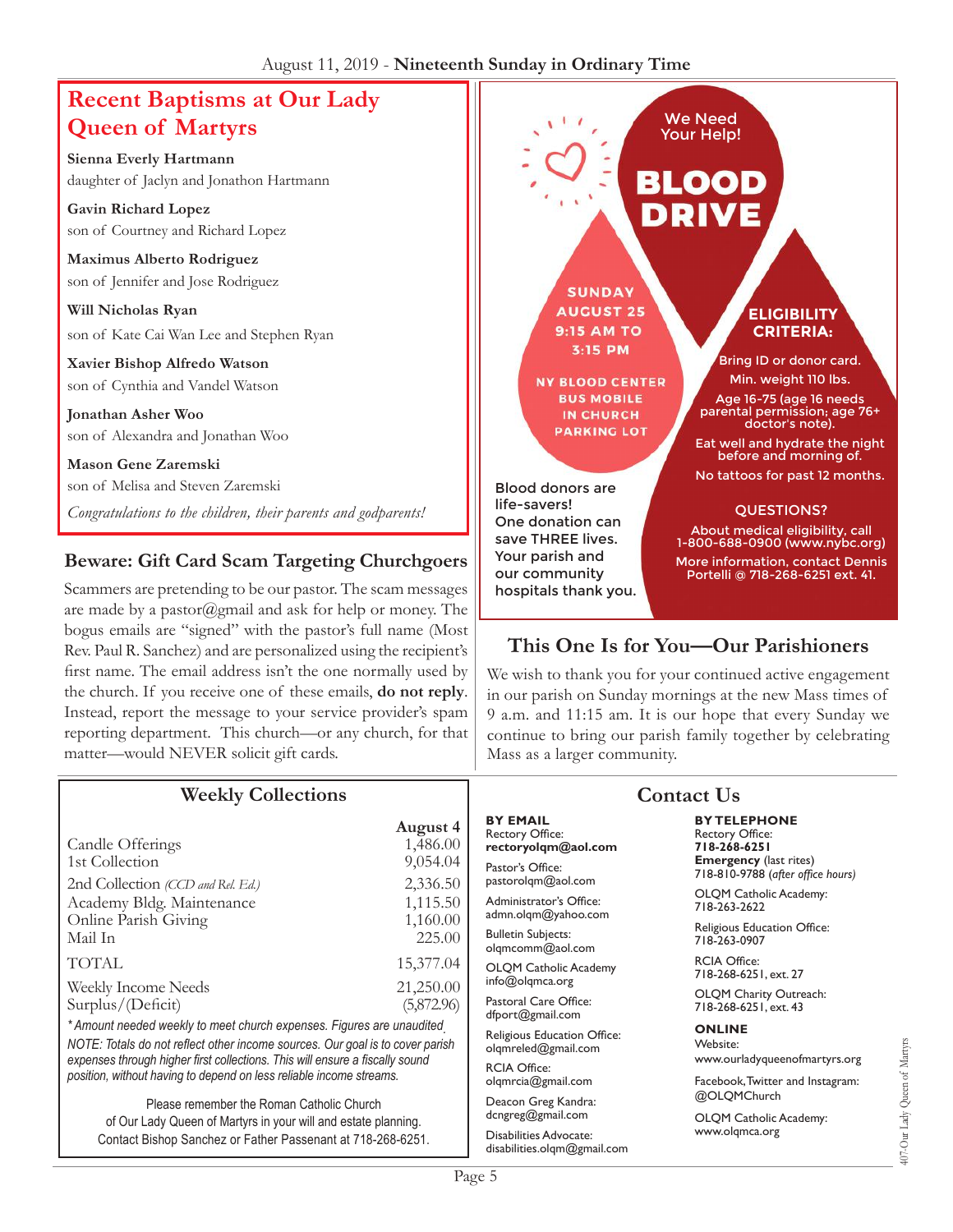## Recent Baptisms at Our Lady Queen of Martyrs

**Sienna Everly Hartmann**
daughter of Jaclyn and Jonathon Hartmann

**Gavin Richard Lopez**
son of Courtney and Richard Lopez

**Maximus Alberto Rodriguez**
son of Jennifer and Jose Rodriguez

**Will Nicholas Ryan**
son of Kate Cai Wan Lee and Stephen Ryan

**Xavier Bishop Alfredo Watson**
son of Cynthia and Vandel Watson

**Jonathan Asher Woo**
son of Alexandra and Jonathan Woo

**Mason Gene Zaremski**
son of Melisa and Steven Zaremski

*Congratulations to the children, their parents and godparents!*

## We Need Your Help! BLOOD DRIVE

**SUNDAY AUGUST 25**
**9:15 AM TO 3:15 PM**

**NY BLOOD CENTER BUS MOBILE IN CHURCH PARKING LOT**

Blood donors are life-savers! One donation can save THREE lives. Your parish and our community hospitals thank you.

**ELIGIBILITY CRITERIA:**

Bring ID or donor card.
Min. weight 110 lbs.
Age 16-75 (age 16 needs parental permission; age 76+ doctor's note).
Eat well and hydrate the night before and morning of.
No tattoos for past 12 months.

**QUESTIONS?**

About medical eligibility, call 1-800-688-0900 (www.nybc.org)
More information, contact Dennis Portelli @ 718-268-6251 ext. 41.

## Beware: Gift Card Scam Targeting Churchgoers

Scammers are pretending to be our pastor. The scam messages are made by a pastor@gmail and ask for help or money. The bogus emails are "signed" with the pastor's full name (Most Rev. Paul R. Sanchez) and are personalized using the recipient's first name. The email address isn't the one normally used by the church. If you receive one of these emails, **do not reply**. Instead, report the message to your service provider's spam reporting department. This church—or any church, for that matter—would NEVER solicit gift cards.

## This One Is for You—Our Parishioners

We wish to thank you for your continued active engagement in our parish on Sunday mornings at the new Mass times of 9 a.m. and 11:15 am. It is our hope that every Sunday we continue to bring our parish family together by celebrating Mass as a larger community.

## Weekly Collections

| | August 4 |
|---|---|
| Candle Offerings | 1,486.00 |
| 1st Collection | 9,054.04 |
| 2nd Collection *(CCD and Rel. Ed.)* | 2,336.50 |
| Academy Bldg. Maintenance | 1,115.50 |
| Online Parish Giving | 1,160.00 |
| Mail In | 225.00 |
| TOTAL | 15,377.04 |
| Weekly Income Needs | 21,250.00 |
| Surplus/(Deficit) | (5,872.96) |

*\*Amount needed weekly to meet church expenses. Figures are unaudited.*

*NOTE: Totals do not reflect other income sources. Our goal is to cover parish expenses through higher first collections. This will ensure a fiscally sound position, without having to depend on less reliable income streams.*

Please remember the Roman Catholic Church of Our Lady Queen of Martyrs in your will and estate planning. Contact Bishop Sanchez or Father Passenant at 718-268-6251.

## Contact Us

**BY EMAIL**

Rectory Office:
**rectoryolqm@aol.com**

Pastor's Office:
pastorolqm@aol.com

Administrator's Office:
admn.olqm@yahoo.com

Bulletin Subjects:
olqmcomm@aol.com

OLQM Catholic Academy
info@olqmca.org

Pastoral Care Office:
dfport@gmail.com

Religious Education Office:
olqmreled@gmail.com

RCIA Office:
olqmrcia@gmail.com

Deacon Greg Kandra:
dcngreg@gmail.com

Disabilities Advocate:
disabilities.olqm@gmail.com

**BY TELEPHONE**

Rectory Office:
**718-268-6251**
**Emergency** (last rites)
718-810-9788 (*after office hours)*

OLQM Catholic Academy:
718-263-2622

Religious Education Office:
718-263-0907

RCIA Office:
718-268-6251, ext. 27

OLQM Charity Outreach:
718-268-6251, ext. 43

**ONLINE**

Website:
www.ourladyqueenofmartyrs.org

Facebook, Twitter and Instagram:
@OLQMChurch

OLQM Catholic Academy:
www.olqmca.org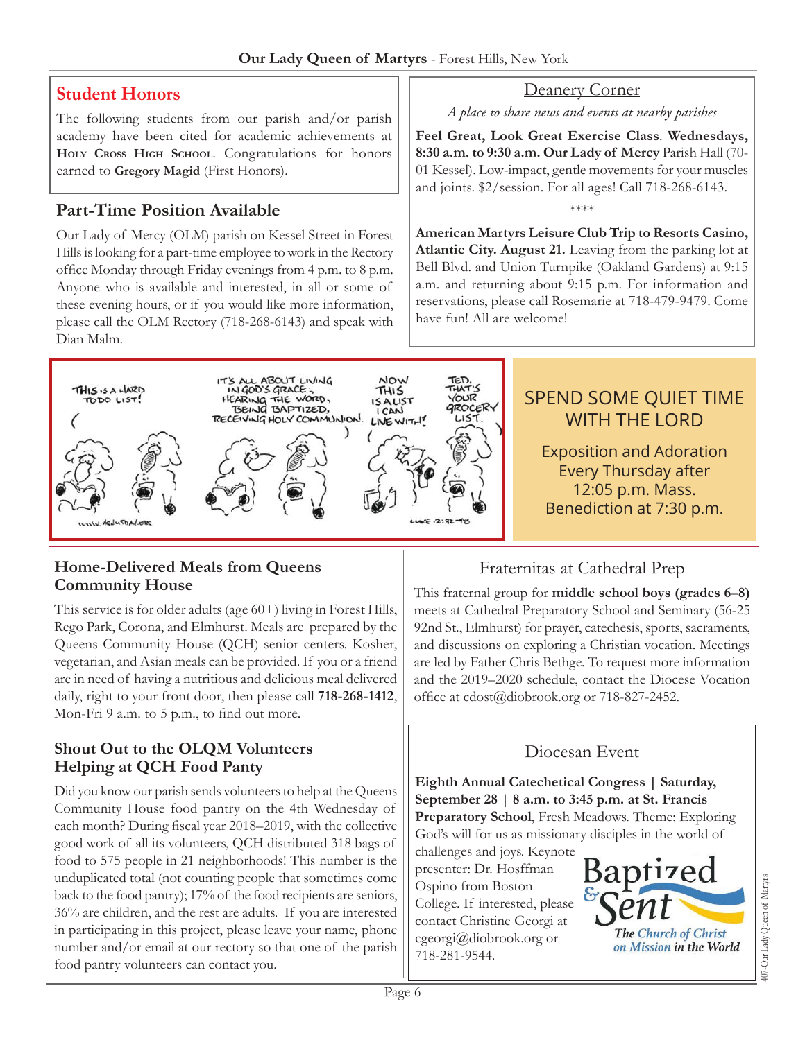## Student Honors

The following students from our parish and/or parish academy have been cited for academic achievements at **Holy Cross High School**. Congratulations for honors earned to **Gregory Magid** (First Honors).

## Part-Time Position Available

Our Lady of Mercy (OLM) parish on Kessel Street in Forest Hills is looking for a part-time employee to work in the Rectory office Monday through Friday evenings from 4 p.m. to 8 p.m. Anyone who is available and interested, in all or some of these evening hours, or if you would like more information, please call the OLM Rectory (718-268-6143) and speak with Dian Malm.

## Deanery Corner

*A place to share news and events at nearby parishes*

**Feel Great, Look Great Exercise Class**. **Wednesdays, 8:30 a.m. to 9:30 a.m. Our Lady of Mercy** Parish Hall (70-01 Kessel). Low-impact, gentle movements for your muscles and joints. $2/session. For all ages! Call 718-268-6143.

****

**American Martyrs Leisure Club Trip to Resorts Casino, Atlantic City. August 21.** Leaving from the parking lot at Bell Blvd. and Union Turnpike (Oakland Gardens) at 9:15 a.m. and returning about 9:15 p.m. For information and reservations, please call Rosemarie at 718-479-9479. Come have fun! All are welcome!

THIS IS A HARD TO DO LIST!

IT'S ALL ABOUT LIVING IN GOD'S GRACE: HEARING THE WORD, BEING BAPTIZED, RECEIVING HOLY COMMUNION.

NOW THIS IS A LIST I CAN LIVE WITH!

TED, THAT'S YOUR GROCERY LIST.

www.agnusday.org

LUKE 12:32-48

## SPEND SOME QUIET TIME WITH THE LORD

Exposition and Adoration Every Thursday after 12:05 p.m. Mass. Benediction at 7:30 p.m.

## Home-Delivered Meals from Queens Community House

This service is for older adults (age 60+) living in Forest Hills, Rego Park, Corona, and Elmhurst. Meals are prepared by the Queens Community House (QCH) senior centers. Kosher, vegetarian, and Asian meals can be provided. If you or a friend are in need of having a nutritious and delicious meal delivered daily, right to your front door, then please call **718-268-1412**, Mon-Fri 9 a.m. to 5 p.m., to find out more.

## Shout Out to the OLQM Volunteers Helping at QCH Food Panty

Did you know our parish sends volunteers to help at the Queens Community House food pantry on the 4th Wednesday of each month? During fiscal year 2018–2019, with the collective good work of all its volunteers, QCH distributed 318 bags of food to 575 people in 21 neighborhoods! This number is the unduplicated total (not counting people that sometimes come back to the food pantry); 17% of the food recipients are seniors, 36% are children, and the rest are adults. If you are interested in participating in this project, please leave your name, phone number and/or email at our rectory so that one of the parish food pantry volunteers can contact you.

## Fraternitas at Cathedral Prep

This fraternal group for **middle school boys (grades 6–8)** meets at Cathedral Preparatory School and Seminary (56-25 92nd St., Elmhurst) for prayer, catechesis, sports, sacraments, and discussions on exploring a Christian vocation. Meetings are led by Father Chris Bethge. To request more information and the 2019–2020 schedule, contact the Diocese Vocation office at cdost@diobrook.org or 718-827-2452.

## Diocesan Event

**Eighth Annual Catechetical Congress | Saturday, September 28 | 8 a.m. to 3:45 p.m. at St. Francis Preparatory School**, Fresh Meadows. Theme: Exploring God's will for us as missionary disciples in the world of challenges and joys. Keynote presenter: Dr. Hosffman Ospino from Boston College. If interested, please contact Christine Georgi at cgeorgi@diobrook.org or 718-281-9544.

Baptized & Sent

*The Church of Christ on Mission in the World*